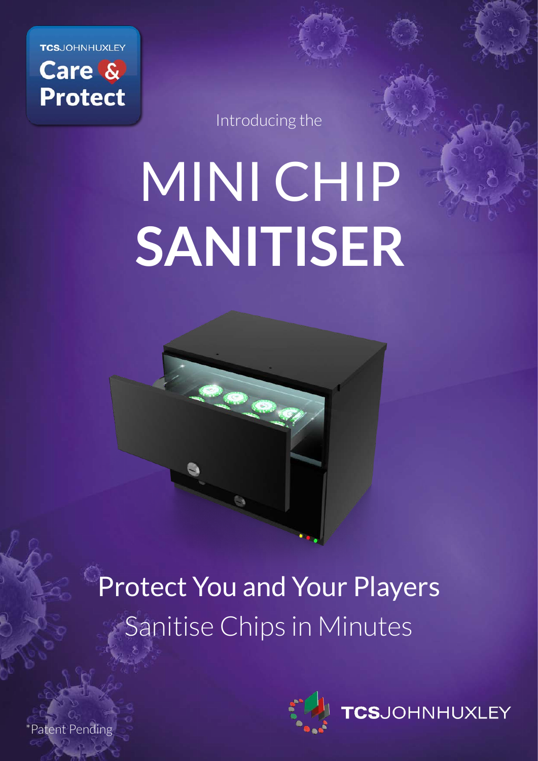TCSJOHNHUXLEY

**Care & Protect**

Introducing the

# MINI CHIP **SANITISER**

## Protect You and Your Players

Sanitise Chips in Minutes

TCSJOHNHUXLEY

*Patent Pending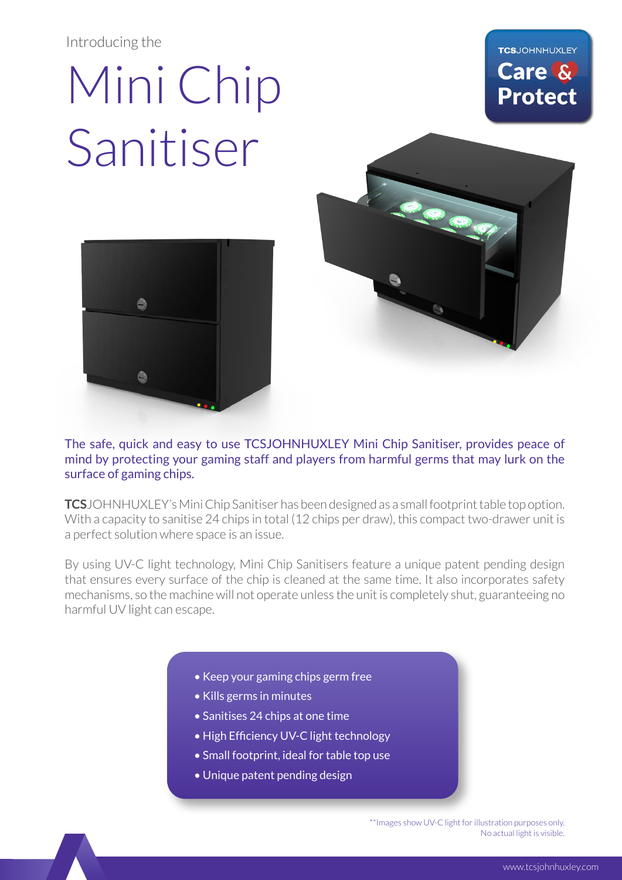Introducing the

# Mini Chip Sanitiser

TCSJOHNHUXLEY Care & Protect

The safe, quick and easy to use TCSJOHNHUXLEY Mini Chip Sanitiser, provides peace of mind by protecting your gaming staff and players from harmful germs that may lurk on the surface of gaming chips.

**TCS**JOHNHUXLEY's Mini Chip Sanitiser has been designed as a small footprint table top option. With a capacity to sanitise 24 chips in total (12 chips per draw), this compact two-drawer unit is a perfect solution where space is an issue.

By using UV-C light technology, Mini Chip Sanitisers feature a unique patent pending design that ensures every surface of the chip is cleaned at the same time. It also incorporates safety mechanisms, so the machine will not operate unless the unit is completely shut, guaranteeing no harmful UV light can escape.

- Keep your gaming chips germ free
- Kills germs in minutes
- Sanitises 24 chips at one time
- High Efficiency UV-C light technology
- Small footprint, ideal for table top use
- Unique patent pending design

**Images show UV-C light for illustration purposes only. No actual light is visible.

www.tcsjohnhuxley.com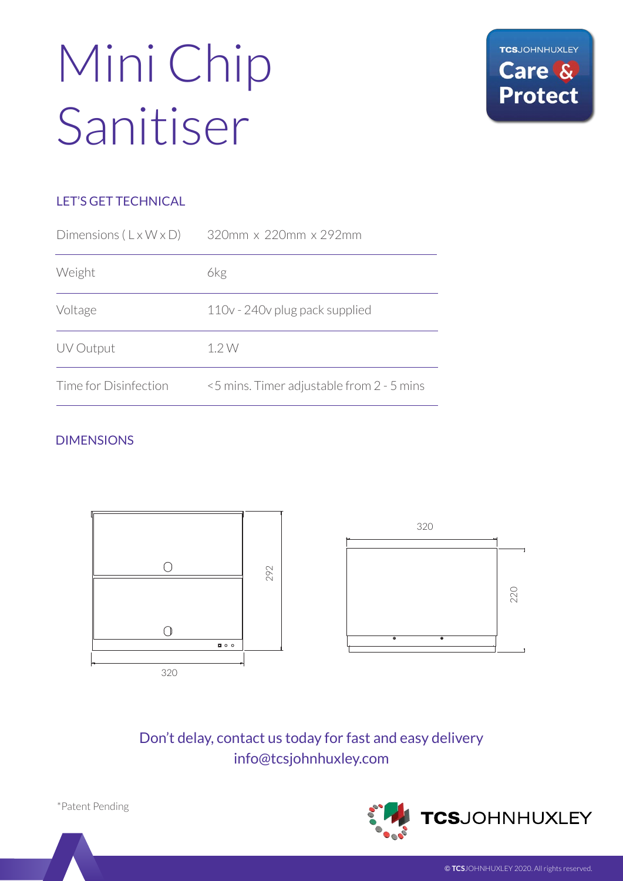# Mini Chip Sanitiser

TCSJOHNHUXLEY Care & Protect

## LET'S GET TECHNICAL

| | |
|---|---|
| Dimensions ( L x W x D) | 320mm x 220mm x 292mm |
| Weight | 6kg |
| Voltage | 110v - 240v plug pack supplied |
| UV Output | 1.2 W |
| Time for Disinfection | <5 mins. Timer adjustable from 2 - 5 mins |

## DIMENSIONS

292
320
320
220

Don't delay, contact us today for fast and easy delivery
info@tcsjohnhuxley.com

*Patent Pending

TCSJOHNHUXLEY

© TCSJOHNHUXLEY 2020. All rights reserved.